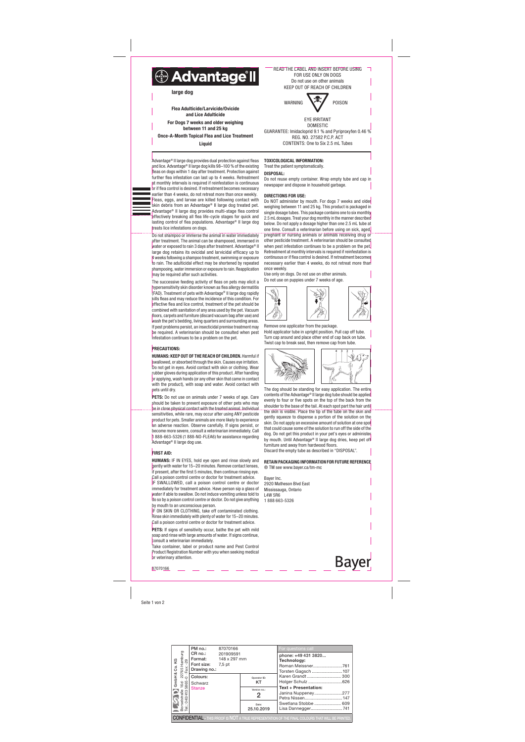# Advantage® II

**large dog**

**Flea Adulticide/Larvicide/Ovicide and Lice Adulticide**

**For Dogs 7 weeks and older weighing between 11 and 25 kg**

**Once-A-Month Topical Flea and Lice Treatment**

**Liquid**

READ THE LABEL AND INSERT BEFORE USING
FOR USE ONLY ON DOGS
Do not use on other animals
KEEP OUT OF REACH OF CHILDREN

WARNING POISON

EYE IRRITANT
DOMESTIC
GUARANTEE: Imidacloprid 9.1 % and Pyriproxyfen 0.46 %
REG. NO. 27582 P.C.P. ACT
CONTENTS: One to Six 2.5 mL Tubes

Advantage® II large dog provides dual protection against fleas and lice. Advantage® II large dog kills 98–100 % of the existing fleas on dogs within 1 day after treatment. Protection against further flea infestation can last up to 4 weeks. Retreatment at monthly intervals is required if reinfestation is continuous or if flea control is desired. If retreatment becomes necessary earlier than 4 weeks, do not retreat more than once weekly. Fleas, eggs, and larvae are killed following contact with skin debris from an Advantage® II large dog treated pet. Advantage® II large dog provides multi-stage flea control effectively breaking all flea life-cycle stages for quick and lasting control of flea populations. Advantage® II large dog treats lice infestations on dogs.

Do not shampoo or immerse the animal in water immediately after treatment. The animal can be shampooed, immersed in water or exposed to rain 3 days after treatment. Advantage® II large dog retains its ovicidal and larvicidal efficacy up to 4 weeks following a shampoo treatment, swimming or exposure to rain. The adulticidal effect may be shortened by repeated shampooing, water immersion or exposure to rain. Reapplication may be required after such activities.

The successive feeding activity of fleas on pets may elicit a hypersensitivity skin disorder known as flea allergy dermatitis (FAD). Treatment of pets with Advantage® II large dog rapidly kills fleas and may reduce the incidence of this condition. For effective flea and lice control, treatment of the pet should be combined with sanitation of any area used by the pet. Vacuum floors, carpets and furniture (discard vacuum bag after use) and wash the pet's bedding, living quarters and surrounding areas. If pest problems persist, an insecticidal premise treatment may be required. A veterinarian should be consulted when pest infestation continues to be a problem on the pet.

## PRECAUTIONS:

**HUMANS: KEEP OUT OF THE REACH OF CHILDREN.** Harmful if swallowed, or absorbed through the skin. Causes eye irritation. Do not get in eyes. Avoid contact with skin or clothing. Wear rubber gloves during application of this product. After handling or applying, wash hands (or any other skin that came in contact with the product), with soap and water. Avoid contact with pets until dry.

**PETS:** Do not use on animals under 7 weeks of age. Care should be taken to prevent exposure of other pets who may be in close physical contact with the treated animal. Individual sensitivities, while rare, may occur after using ANY pesticide product for pets. Smaller animals are more likely to experience an adverse reaction. Observe carefully. If signs persist, or become more severe, consult a veterinarian immediately. Call 1 888-663-5326 (1 888-NO-FLEA6) for assistance regarding Advantage® II large dog use.

## FIRST AID:

**HUMANS:** IF IN EYES, hold eye open and rinse slowly and gently with water for 15–20 minutes. Remove contact lenses, if present, after the first 5 minutes, then continue rinsing eye. Call a poison control centre or doctor for treatment advice.
IF SWALLOWED, call a poison control centre or doctor immediately for treatment advice. Have person sip a glass of water if able to swallow. Do not induce vomiting unless told to do so by a poison control centre or doctor. Do not give anything by mouth to an unconscious person.
IF ON SKIN OR CLOTHING, take off contaminated clothing. Rinse skin immediately with plenty of water for 15–20 minutes. Call a poison control centre or doctor for treatment advice.

**PETS:** If signs of sensitivity occur, bathe the pet with mild soap and rinse with large amounts of water. If signs continue, consult a veterinarian immediately.
Take container, label or product name and Pest Control Product Registration Number with you when seeking medical or veterinary attention.

87070166

## TOXICOLOGICAL INFORMATION:

Treat the patient symptomatically.

## DISPOSAL:

Do not reuse empty container. Wrap empty tube and cap in newspaper and dispose in household garbage.

## DIRECTIONS FOR USE:

Do NOT administer by mouth. For dogs 7 weeks and older weighing between 11 and 25 kg. This product is packaged in single dosage tubes. This package contains one to six monthly 2.5 mL dosages. Treat your dog monthly in the manner described below. Do not apply a dosage higher than one 2.5 mL tube at one time. Consult a veterinarian before using on sick, aged, pregnant or nursing animals or animals receiving drug or other pesticide treatment. A veterinarian should be consulted when pest infestation continues to be a problem on the pet. Retreatment at monthly intervals is required if reinfestation is continuous or if flea control is desired. If retreatment becomes necessary earlier than 4 weeks, do not retreat more than once weekly.
Use only on dogs. Do not use on other animals.
Do not use on puppies under 7 weeks of age.

Remove one applicator from the package.
Hold applicator tube in upright position. Pull cap off tube.
Turn cap around and place other end of cap back on tube.
Twist cap to break seal, then remove cap from tube.

The dog should be standing for easy application. The entire contents of the Advantage® II large dog tube should be applied evenly to four or five spots on the top of the back from the shoulder to the base of the tail. At each spot part the hair until the skin is visible. Place the tip of the tube on the skin and gently squeeze to dispense a portion of the solution on the skin. Do not apply an excessive amount of solution at one spot that could cause some of the solution to run off the side of the dog. Do not get this product in your pet's eyes or administer by mouth. Until Advantage® II large dog dries, keep pet off furniture and away from hardwood floors.
Discard the empty tube as described in "DISPOSAL".

**RETAIN PACKAGING INFORMATION FOR FUTURE REFERENCE**

® TM see www.bayer.ca/tm-mc

Bayer Inc.
2920 Matheson Blvd East
Mississauga, Ontario
L4W 5R6
1 888 663-5326

Bayer

| | | |
|---|---|---|
| PM no.: 87070166<br>CR no.: 201909591<br>Format: 148 x 297 mm<br>Font size: 7,5 pt<br>Drawing no.: | | For questions call<br>phone: +49 431 3820...<br>**Technology:**<br>Roman Meissner....761<br>Torsten Gagsch....107<br>Karen Grandt....300<br>Holger Schulz....626 |
| Colours:<br>Schwarz<br>Stanze | Operator ID: KT<br>Version no.: 2<br>Date: 25.10.2019 | **Text + Presentation:**<br>Janina Nuppeney....277<br>Petra Nissen....147<br>Swetlana Stobbe....609<br>Lisa Dannegger....741 |

GmbH & Co. KG, Borsestraße 16d, 22765 Hamburg, Tel.: 040/413 58 65-0, Fax: -29

CONFIDENTIAL – THIS PROOF IS NOT A TRUE REPRESENTATION OF THE FINAL COLOURS THAT WILL BE PRINTED.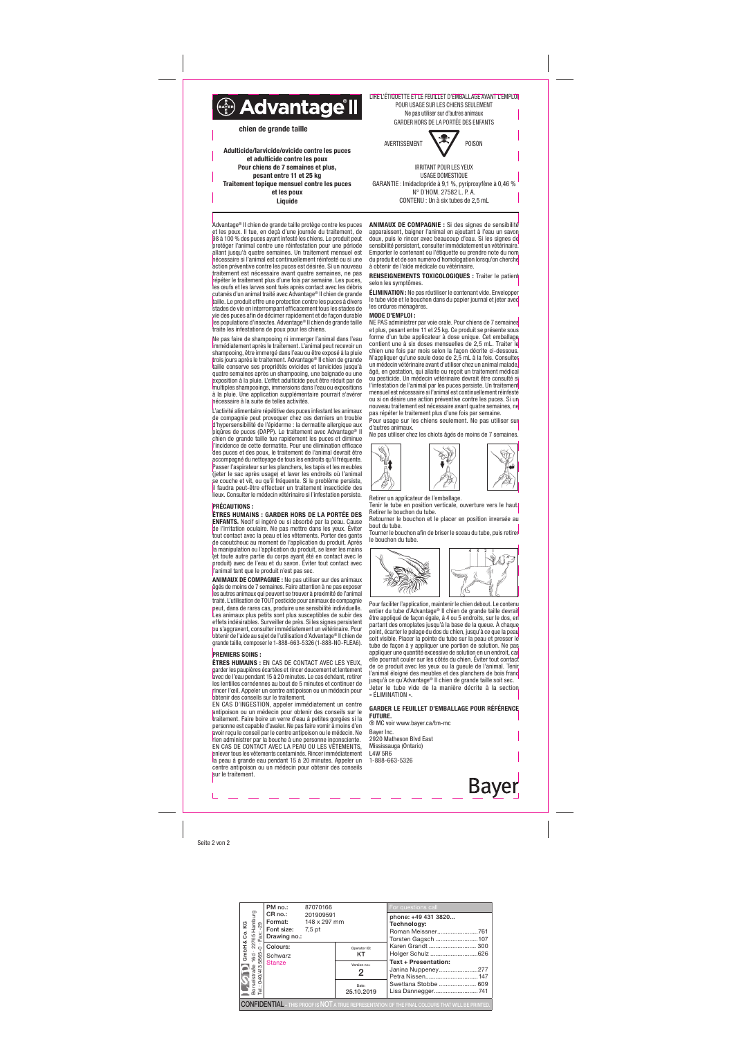# Advantage® II

**chien de grande taille**

**Adulticide/larvicide/ovicide contre les puces et adulticide contre les poux**
**Pour chiens de 7 semaines et plus, pesant entre 11 et 25 kg**
**Traitement topique mensuel contre les puces et les poux**
**Liquide**

LIRE L'ÉTIQUETTE ET LE FEUILLET D'EMBALLAGE AVANT L'EMPLOI
POUR USAGE SUR LES CHIENS SEULEMENT
Ne pas utiliser sur d'autres animaux
GARDER HORS DE LA PORTÉE DES ENFANTS

AVERTISSEMENT POISON

IRRITANT POUR LES YEUX
USAGE DOMESTIQUE
GARANTIE : Imidaclopride à 9,1 %, pyriproxyfène à 0,46 %
N° D'HOM. 27582 L. P. A.
CONTENU : Un à six tubes de 2,5 mL

Advantage® II chien de grande taille protège contre les puces et les poux. Il tue, en deçà d'une journée du traitement, de 98 à 100 % des puces ayant infesté les chiens. Le produit peut protéger l'animal contre une réinfestation pour une période allant jusqu'à quatre semaines. Un traitement mensuel est nécessaire si l'animal est continuellement réinfesté ou si une action préventive contre les puces est désirée. Si un nouveau traitement est nécessaire avant quatre semaines, ne pas répéter le traitement plus d'une fois par semaine. Les puces, les œufs et les larves sont tués après contact avec les débris cutanés d'un animal traité avec Advantage® II chien de grande taille. Le produit offre une protection contre les puces à divers stades de vie en interrompant efficacement tous les stades de vie des puces afin de décimer rapidement et de façon durable les populations d'insectes. Advantage® II chien de grande taille traite les infestations de poux pour les chiens.

Ne pas faire de shampooing ni immerger l'animal dans l'eau immédiatement après le traitement. L'animal peut recevoir un shampooing, être immergé dans l'eau ou être exposé à la pluie trois jours après le traitement. Advantage® II chien de grande taille conserve ses propriétés ovicides et larvicides jusqu'à quatre semaines après un shampooing, une baignade ou une exposition à la pluie. L'effet adulticide peut être réduit par de multiples shampooings, immersions dans l'eau ou expositions à la pluie. Une application supplémentaire pourrait s'avérer nécessaire à la suite de telles activités.

L'activité alimentaire répétitive des puces infestant les animaux de compagnie peut provoquer chez ces derniers un trouble d'hypersensibilité de l'épiderme : la dermatite allergique aux piqûres de puces (DAPP). Le traitement avec Advantage® II chien de grande taille tue rapidement les puces et diminue l'incidence de cette dermatite. Pour une élimination efficace des puces et des poux, le traitement de l'animal devrait être accompagné du nettoyage de tous les endroits qu'il fréquente. Passer l'aspirateur sur les planchers, les tapis et les meubles (jeter le sac après usage) et laver les endroits où l'animal se couche et vit, ou qu'il fréquente. Si le problème persiste, il faudra peut-être effectuer un traitement insecticide des lieux. Consulter le médecin vétérinaire si l'infestation persiste.

## PRÉCAUTIONS :

**ÊTRES HUMAINS : GARDER HORS DE LA PORTÉE DES ENFANTS.** Nocif si ingéré ou si absorbé par la peau. Cause de l'irritation oculaire. Ne pas mettre dans les yeux. Éviter tout contact avec la peau et les vêtements. Porter des gants de caoutchouc au moment de l'application du produit. Après la manipulation ou l'application du produit, se laver les mains (et toute autre partie du corps ayant été en contact avec le produit) avec de l'eau et du savon. Éviter tout contact avec l'animal tant que le produit n'est pas sec.

**ANIMAUX DE COMPAGNIE :** Ne pas utiliser sur des animaux âgés de moins de 7 semaines. Faire attention à ne pas exposer les autres animaux qui peuvent se trouver à proximité de l'animal traité. L'utilisation de TOUT pesticide pour animaux de compagnie peut, dans de rares cas, produire une sensibilité individuelle. Les animaux plus petits sont plus susceptibles de subir des effets indésirables. Surveiller de près. Si les signes persistent ou s'aggravent, consulter immédiatement un vétérinaire. Pour obtenir de l'aide au sujet de l'utilisation d'Advantage® II chien de grande taille, composer le 1-888-663-5326 (1-888-NO-FLEA6).

## PREMIERS SOINS :

**ÊTRES HUMAINS :** EN CAS DE CONTACT AVEC LES YEUX, garder les paupières écartées et rincer doucement et lentement avec de l'eau pendant 15 à 20 minutes. Le cas échéant, retirer les lentilles cornéennes au bout de 5 minutes et continuer de rincer l'œil. Appeler un centre antipoison ou un médecin pour obtenir des conseils sur le traitement.

EN CAS D'INGESTION, appeler immédiatement un centre antipoison ou un médecin pour obtenir des conseils sur le traitement. Faire boire un verre d'eau à petites gorgées si la personne est capable d'avaler. Ne pas faire vomir à moins d'en avoir reçu le conseil par le centre antipoison ou le médecin. Ne rien administrer par la bouche à une personne inconsciente.

EN CAS DE CONTACT AVEC LA PEAU OU LES VÊTEMENTS, enlever tous les vêtements contaminés. Rincer immédiatement la peau à grande eau pendant 15 à 20 minutes. Appeler un centre antipoison ou un médecin pour obtenir des conseils sur le traitement.

**ANIMAUX DE COMPAGNIE :** Si des signes de sensibilité apparaissent, baigner l'animal en ajoutant à l'eau un savon doux, puis le rincer avec beaucoup d'eau. Si les signes de sensibilité persistent, consulter immédiatement un vétérinaire. Emporter le contenant ou l'étiquette ou prendre note du nom du produit et de son numéro d'homologation lorsqu'on cherche à obtenir de l'aide médicale ou vétérinaire.

**RENSEIGNEMENTS TOXICOLOGIQUES :** Traiter le patient selon les symptômes.

**ÉLIMINATION :** Ne pas réutiliser le contenant vide. Envelopper le tube vide et le bouchon dans du papier journal et jeter avec les ordures ménagères.

## MODE D'EMPLOI :

NE PAS administrer par voie orale. Pour chiens de 7 semaines et plus, pesant entre 11 et 25 kg. Ce produit se présente sous forme d'un tube applicateur à dose unique. Cet emballage contient une à six doses mensuelles de 2,5 mL. Traiter le chien une fois par mois selon la façon décrite ci-dessous. N'appliquer qu'une seule dose de 2,5 mL à la fois. Consulter un médecin vétérinaire avant d'utiliser chez un animal malade, âgé, en gestation, qui allaite ou reçoit un traitement médical ou pesticide. Un médecin vétérinaire devrait être consulté si l'infestation de l'animal par les puces persiste. Un traitement mensuel est nécessaire si l'animal est continuellement réinfesté ou si on désire une action préventive contre les puces. Si un nouveau traitement est nécessaire avant quatre semaines, ne pas répéter le traitement plus d'une fois par semaine.

Pour usage sur les chiens seulement. Ne pas utiliser sur d'autres animaux.

Ne pas utiliser chez les chiots âgés de moins de 7 semaines.

Retirer un applicateur de l'emballage.

Tenir le tube en position verticale, ouverture vers le haut. Retirer le bouchon du tube.

Retourner le bouchon et le placer en position inversée au bout du tube.

Tourner le bouchon afin de briser le sceau du tube, puis retirer le bouchon du tube.

4 3 2 1

Pour faciliter l'application, maintenir le chien debout. Le contenu entier du tube d'Advantage® II chien de grande taille devrait être appliqué de façon égale, à 4 ou 5 endroits, sur le dos, en partant des omoplates jusqu'à la base de la queue. À chaque point, écarter le pelage du dos du chien, jusqu'à ce que la peau soit visible. Placer la pointe du tube sur la peau et presser le tube de façon à y appliquer une portion de solution. Ne pas appliquer une quantité excessive de solution en un endroit, car elle pourrait couler sur les côtés du chien. Éviter tout contact de ce produit avec les yeux ou la gueule de l'animal. Tenir l'animal éloigné des meubles et des planchers de bois franc jusqu'à ce qu'Advantage® II chien de grande taille soit sec. Jeter le tube vide de la manière décrite à la section « ÉLIMINATION ».

**GARDER LE FEUILLET D'EMBALLAGE POUR RÉFÉRENCE FUTURE.**

® MC voir www.bayer.ca/tm-mc

Bayer Inc.
2920 Matheson Blvd East
Mississauga (Ontario)
L4W 5R6
1-888-663-5326

Bayer

| | | | |
|---|---|---|---|
| GmbH & Co. KG, Borsteler Chaussee, 22765 Hamburg | PM no.: 87070166<br>CR no.: 201909591<br>Format: 148 x 297 mm<br>Font size: 7,5 pt<br>Drawing no.: | | For questions call<br>phone: +49 431 3820...<br>**Technology:**<br>Roman Meissner..........761<br>Torsten Gagsch..........107<br>Karen Grandt..........300<br>Holger Schulz..........626 |
| | Colours:<br>Schwarz<br>Stanze | Operator ID: KT<br>Version no.: 2<br>Date: 25.10.2019 | **Text + Presentation:**<br>Janina Nuppeney..........277<br>Petra Nissen..........147<br>Swetlana Stobbe..........609<br>Lisa Dannegger..........741 |

CONFIDENTIAL – THIS PROOF IS NOT A TRUE REPRESENTATION OF THE FINAL COLOURS THAT WILL BE PRINTED.